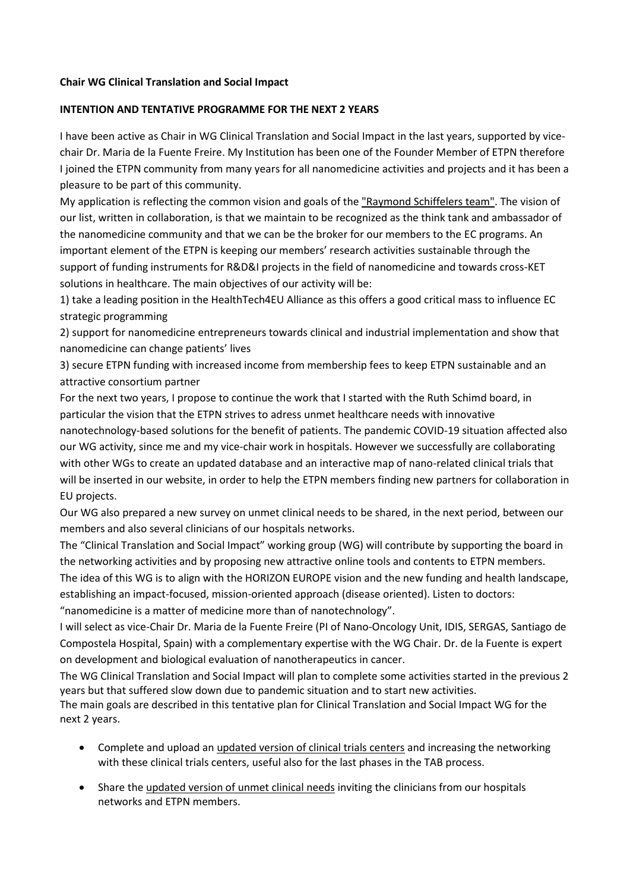**Chair WG Clinical Translation and Social Impact**

**INTENTION AND TENTATIVE PROGRAMME FOR THE NEXT 2 YEARS**

I have been active as Chair in WG Clinical Translation and Social Impact in the last years, supported by vice-chair Dr. Maria de la Fuente Freire. My Institution has been one of the Founder Member of ETPN therefore I joined the ETPN community from many years for all nanomedicine activities and projects and it has been a pleasure to be part of this community.

My application is reflecting the common vision and goals of the "Raymond Schiffelers team". The vision of our list, written in collaboration, is that we maintain to be recognized as the think tank and ambassador of the nanomedicine community and that we can be the broker for our members to the EC programs. An important element of the ETPN is keeping our members' research activities sustainable through the support of funding instruments for R&D&I projects in the field of nanomedicine and towards cross-KET solutions in healthcare. The main objectives of our activity will be:

1) take a leading position in the HealthTech4EU Alliance as this offers a good critical mass to influence EC strategic programming

2) support for nanomedicine entrepreneurs towards clinical and industrial implementation and show that nanomedicine can change patients' lives

3) secure ETPN funding with increased income from membership fees to keep ETPN sustainable and an attractive consortium partner

For the next two years, I propose to continue the work that I started with the Ruth Schimd board, in particular the vision that the ETPN strives to adress unmet healthcare needs with innovative nanotechnology-based solutions for the benefit of patients. The pandemic COVID-19 situation affected also our WG activity, since me and my vice-chair work in hospitals. However we successfully are collaborating with other WGs to create an updated database and an interactive map of nano-related clinical trials that will be inserted in our website, in order to help the ETPN members finding new partners for collaboration in EU projects.

Our WG also prepared a new survey on unmet clinical needs to be shared, in the next period, between our members and also several clinicians of our hospitals networks.

The "Clinical Translation and Social Impact" working group (WG) will contribute by supporting the board in the networking activities and by proposing new attractive online tools and contents to ETPN members.

The idea of this WG is to align with the HORIZON EUROPE vision and the new funding and health landscape, establishing an impact-focused, mission-oriented approach (disease oriented). Listen to doctors: "nanomedicine is a matter of medicine more than of nanotechnology".

I will select as vice-Chair Dr. Maria de la Fuente Freire (PI of Nano-Oncology Unit, IDIS, SERGAS, Santiago de Compostela Hospital, Spain) with a complementary expertise with the WG Chair. Dr. de la Fuente is expert on development and biological evaluation of nanotherapeutics in cancer.

The WG Clinical Translation and Social Impact will plan to complete some activities started in the previous 2 years but that suffered slow down due to pandemic situation and to start new activities.

The main goals are described in this tentative plan for Clinical Translation and Social Impact WG for the next 2 years.

- Complete and upload an updated version of clinical trials centers and increasing the networking with these clinical trials centers, useful also for the last phases in the TAB process.
- Share the updated version of unmet clinical needs inviting the clinicians from our hospitals networks and ETPN members.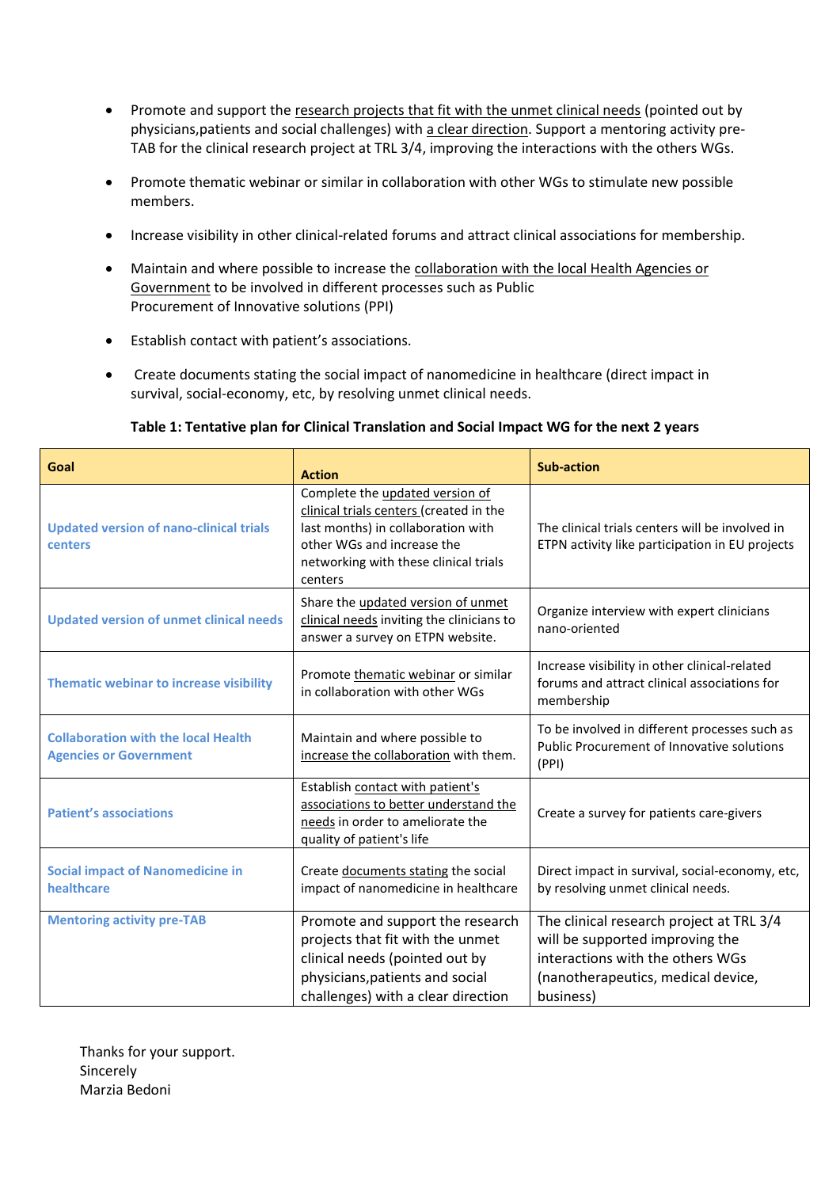- Promote and support the research projects that fit with the unmet clinical needs (pointed out by physicians,patients and social challenges) with a clear direction. Support a mentoring activity pre-TAB for the clinical research project at TRL 3/4, improving the interactions with the others WGs.

- Promote thematic webinar or similar in collaboration with other WGs to stimulate new possible members.

- Increase visibility in other clinical-related forums and attract clinical associations for membership.

- Maintain and where possible to increase the collaboration with the local Health Agencies or Government to be involved in different processes such as Public Procurement of Innovative solutions (PPI)

- Establish contact with patient's associations.

- Create documents stating the social impact of nanomedicine in healthcare (direct impact in survival, social-economy, etc, by resolving unmet clinical needs.

**Table 1: Tentative plan for Clinical Translation and Social Impact WG for the next 2 years**

| Goal | Action | Sub-action |
|---|---|---|
| **Updated version of nano-clinical trials centers** | Complete the updated version of clinical trials centers (created in the last months) in collaboration with other WGs and increase the networking with these clinical trials centers | The clinical trials centers will be involved in ETPN activity like participation in EU projects |
| **Updated version of unmet clinical needs** | Share the updated version of unmet clinical needs inviting the clinicians to answer a survey on ETPN website. | Organize interview with expert clinicians nano-oriented |
| **Thematic webinar to increase visibility** | Promote thematic webinar or similar in collaboration with other WGs | Increase visibility in other clinical-related forums and attract clinical associations for membership |
| **Collaboration with the local Health Agencies or Government** | Maintain and where possible to increase the collaboration with them. | To be involved in different processes such as Public Procurement of Innovative solutions (PPI) |
| **Patient's associations** | Establish contact with patient's associations to better understand the needs in order to ameliorate the quality of patient's life | Create a survey for patients care-givers |
| **Social impact of Nanomedicine in healthcare** | Create documents stating the social impact of nanomedicine in healthcare | Direct impact in survival, social-economy, etc, by resolving unmet clinical needs. |
| **Mentoring activity pre-TAB** | Promote and support the research projects that fit with the unmet clinical needs (pointed out by physicians,patients and social challenges) with a clear direction | The clinical research project at TRL 3/4 will be supported improving the interactions with the others WGs (nanotherapeutics, medical device, business) |

Thanks for your support.
Sincerely
Marzia Bedoni